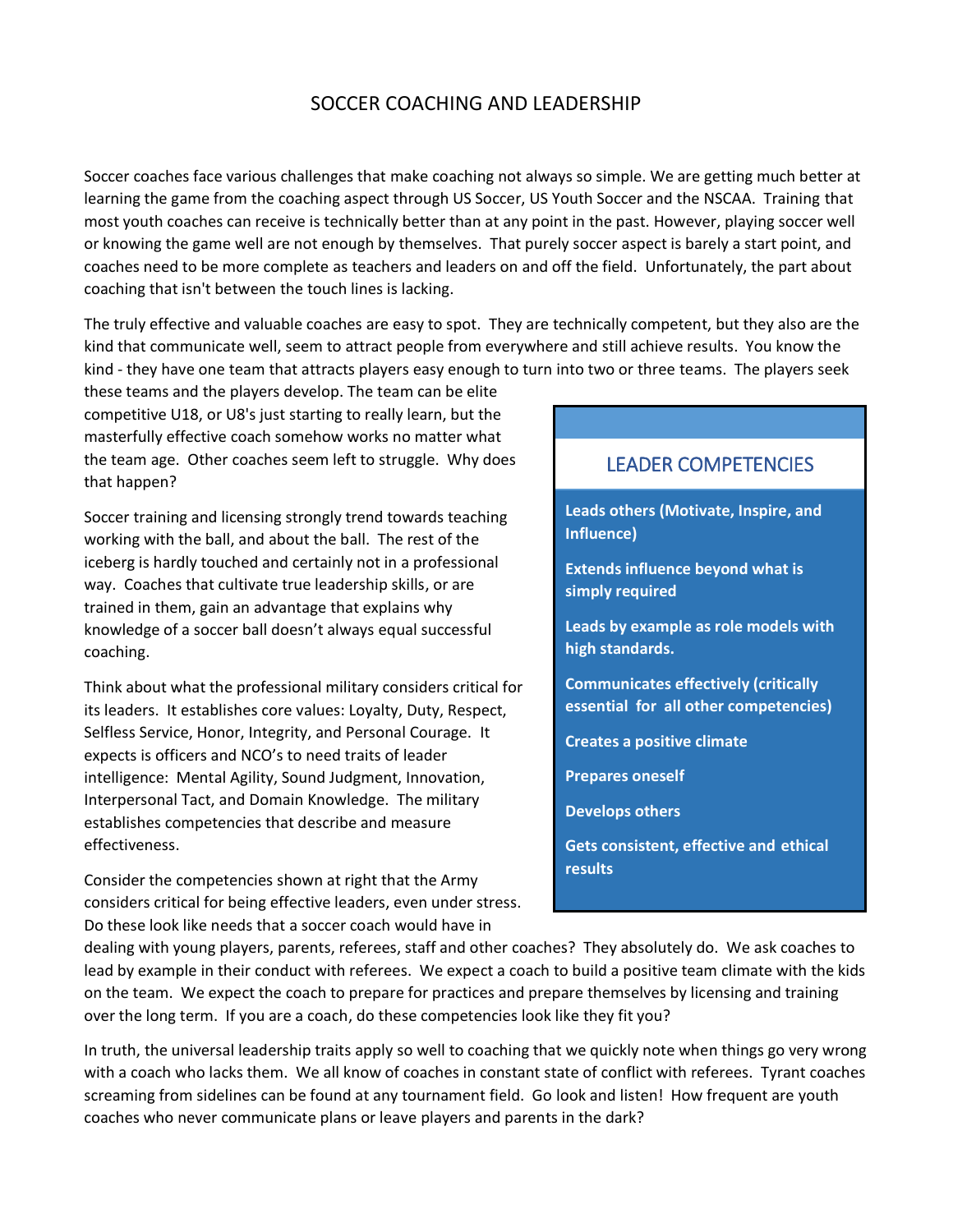# SOCCER COACHING AND LEADERSHIP

Soccer coaches face various challenges that make coaching not always so simple. We are getting much better at learning the game from the coaching aspect through US Soccer, US Youth Soccer and the NSCAA. Training that most youth coaches can receive is technically better than at any point in the past. However, playing soccer well or knowing the game well are not enough by themselves. That purely soccer aspect is barely a start point, and coaches need to be more complete as teachers and leaders on and off the field. Unfortunately, the part about coaching that isn't between the touch lines is lacking.

The truly effective and valuable coaches are easy to spot. They are technically competent, but they also are the kind that communicate well, seem to attract people from everywhere and still achieve results. You know the kind - they have one team that attracts players easy enough to turn into two or three teams. The players seek these teams and the players develop. The team can be elite competitive U18, or U8's just starting to really learn, but the masterfully effective coach somehow works no matter what the team age. Other coaches seem left to struggle. Why does that happen?

Soccer training and licensing strongly trend towards teaching working with the ball, and about the ball. The rest of the iceberg is hardly touched and certainly not in a professional way. Coaches that cultivate true leadership skills, or are trained in them, gain an advantage that explains why knowledge of a soccer ball doesn't always equal successful coaching.

Think about what the professional military considers critical for its leaders. It establishes core values: Loyalty, Duty, Respect, Selfless Service, Honor, Integrity, and Personal Courage. It expects is officers and NCO's to need traits of leader intelligence: Mental Agility, Sound Judgment, Innovation, Interpersonal Tact, and Domain Knowledge. The military establishes competencies that describe and measure effectiveness.

## LEADER COMPETENCIES

**Leads others (Motivate, Inspire, and Influence)**

**Extends influence beyond what is simply required**

**Leads by example as role models with high standards.**

**Communicates effectively (critically essential for all other competencies)**

**Creates a positive climate**

**Prepares oneself**

**Develops others**

**Gets consistent, effective and ethical results**

Consider the competencies shown at right that the Army considers critical for being effective leaders, even under stress. Do these look like needs that a soccer coach would have in dealing with young players, parents, referees, staff and other coaches? They absolutely do. We ask coaches to lead by example in their conduct with referees. We expect a coach to build a positive team climate with the kids on the team. We expect the coach to prepare for practices and prepare themselves by licensing and training over the long term. If you are a coach, do these competencies look like they fit you?

In truth, the universal leadership traits apply so well to coaching that we quickly note when things go very wrong with a coach who lacks them. We all know of coaches in constant state of conflict with referees. Tyrant coaches screaming from sidelines can be found at any tournament field. Go look and listen! How frequent are youth coaches who never communicate plans or leave players and parents in the dark?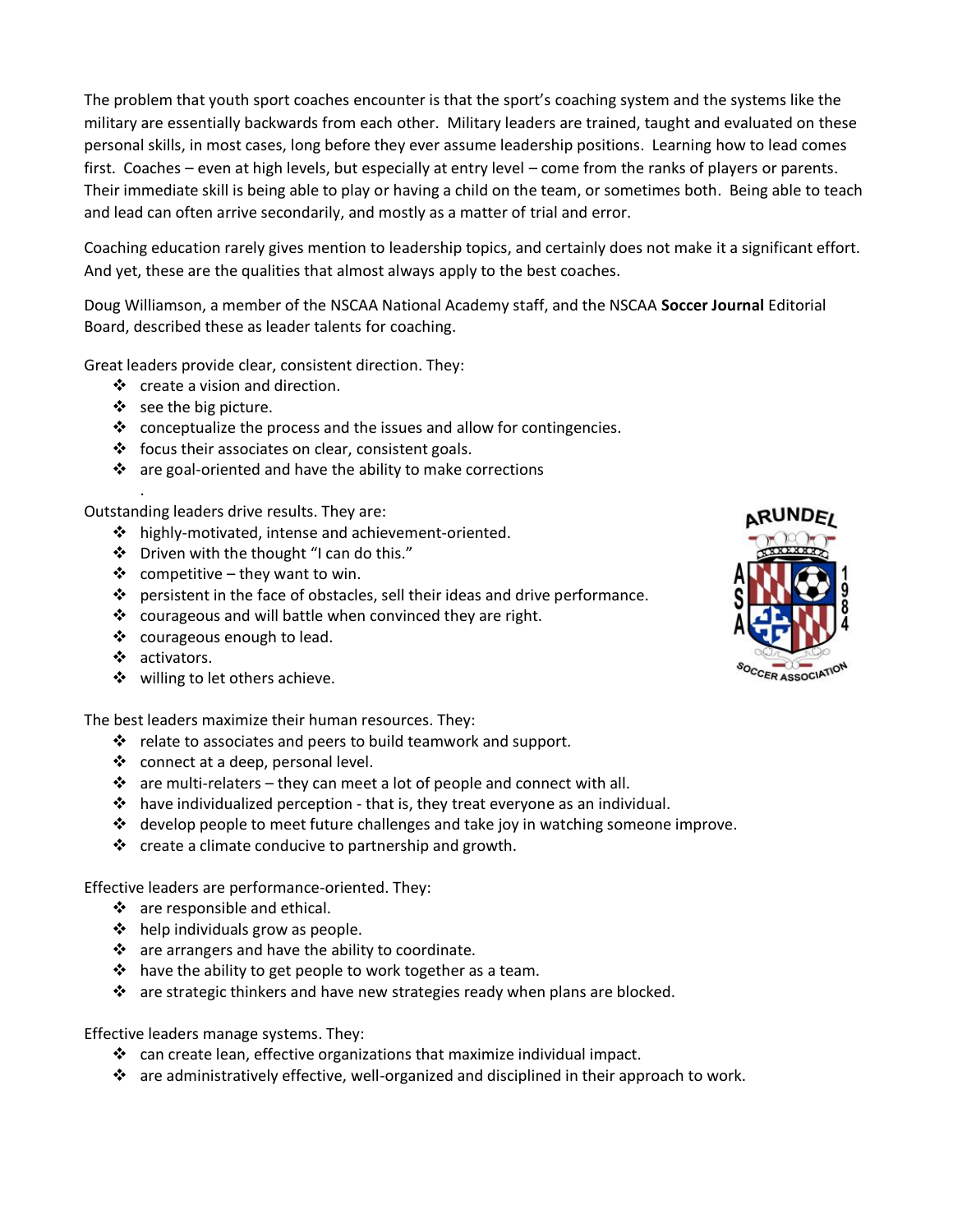The problem that youth sport coaches encounter is that the sport's coaching system and the systems like the military are essentially backwards from each other. Military leaders are trained, taught and evaluated on these personal skills, in most cases, long before they ever assume leadership positions. Learning how to lead comes first. Coaches – even at high levels, but especially at entry level – come from the ranks of players or parents. Their immediate skill is being able to play or having a child on the team, or sometimes both. Being able to teach and lead can often arrive secondarily, and mostly as a matter of trial and error.

Coaching education rarely gives mention to leadership topics, and certainly does not make it a significant effort. And yet, these are the qualities that almost always apply to the best coaches.

Doug Williamson, a member of the NSCAA National Academy staff, and the NSCAA **Soccer Journal** Editorial Board, described these as leader talents for coaching.

Great leaders provide clear, consistent direction. They:

- create a vision and direction.
- see the big picture.
- conceptualize the process and the issues and allow for contingencies.
- focus their associates on clear, consistent goals.
- are goal-oriented and have the ability to make corrections

.

Outstanding leaders drive results. They are:

- highly-motivated, intense and achievement-oriented.
- Driven with the thought "I can do this."
- competitive – they want to win.
- persistent in the face of obstacles, sell their ideas and drive performance.
- courageous and will battle when convinced they are right.
- courageous enough to lead.
- activators.
- willing to let others achieve.

The best leaders maximize their human resources. They:

- relate to associates and peers to build teamwork and support.
- connect at a deep, personal level.
- are multi-relaters – they can meet a lot of people and connect with all.
- have individualized perception - that is, they treat everyone as an individual.
- develop people to meet future challenges and take joy in watching someone improve.
- create a climate conducive to partnership and growth.

Effective leaders are performance-oriented. They:

- are responsible and ethical.
- help individuals grow as people.
- are arrangers and have the ability to coordinate.
- have the ability to get people to work together as a team.
- are strategic thinkers and have new strategies ready when plans are blocked.

Effective leaders manage systems. They:

- can create lean, effective organizations that maximize individual impact.
- are administratively effective, well-organized and disciplined in their approach to work.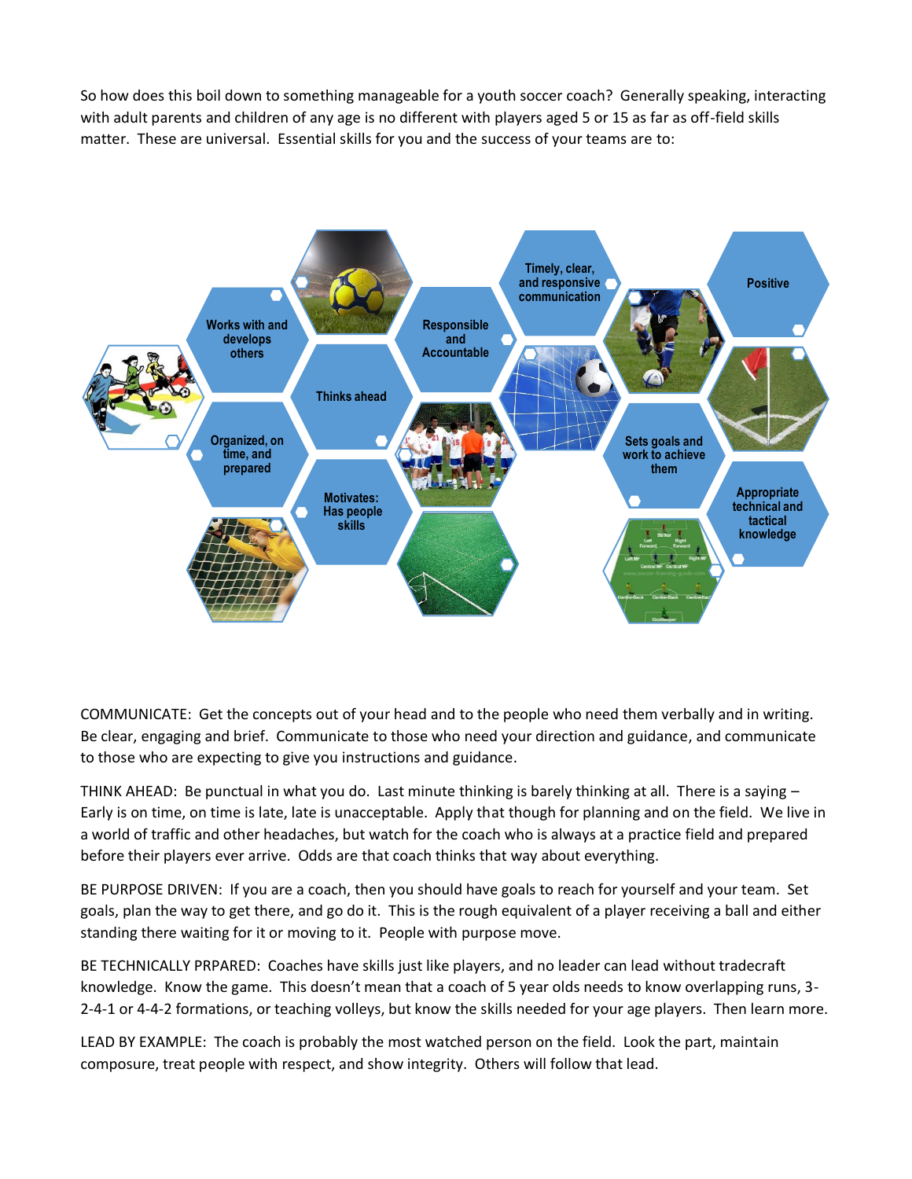So how does this boil down to something manageable for a youth soccer coach? Generally speaking, interacting with adult parents and children of any age is no different with players aged 5 or 15 as far as off-field skills matter. These are universal. Essential skills for you and the success of your teams are to:

Works with and develops others

Thinks ahead

Organized, on time, and prepared

Motivates: Has people skills

Responsible and Accountable

Timely, clear, and responsive communication

Sets goals and work to achieve them

Positive

Appropriate technical and tactical knowledge

COMMUNICATE: Get the concepts out of your head and to the people who need them verbally and in writing. Be clear, engaging and brief. Communicate to those who need your direction and guidance, and communicate to those who are expecting to give you instructions and guidance.

THINK AHEAD: Be punctual in what you do. Last minute thinking is barely thinking at all. There is a saying – Early is on time, on time is late, late is unacceptable. Apply that though for planning and on the field. We live in a world of traffic and other headaches, but watch for the coach who is always at a practice field and prepared before their players ever arrive. Odds are that coach thinks that way about everything.

BE PURPOSE DRIVEN: If you are a coach, then you should have goals to reach for yourself and your team. Set goals, plan the way to get there, and go do it. This is the rough equivalent of a player receiving a ball and either standing there waiting for it or moving to it. People with purpose move.

BE TECHNICALLY PRPARED: Coaches have skills just like players, and no leader can lead without tradecraft knowledge. Know the game. This doesn't mean that a coach of 5 year olds needs to know overlapping runs, 3-2-4-1 or 4-4-2 formations, or teaching volleys, but know the skills needed for your age players. Then learn more.

LEAD BY EXAMPLE: The coach is probably the most watched person on the field. Look the part, maintain composure, treat people with respect, and show integrity. Others will follow that lead.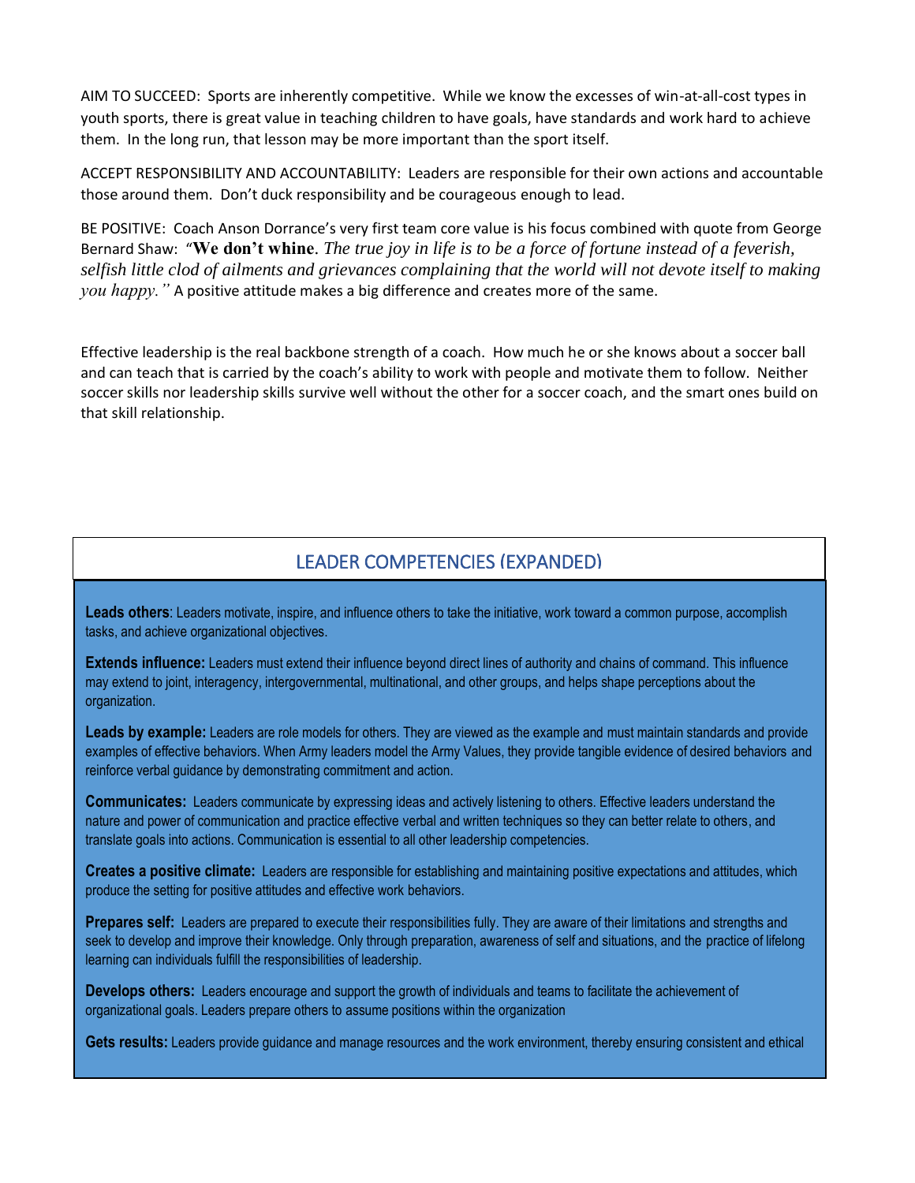AIM TO SUCCEED: Sports are inherently competitive. While we know the excesses of win-at-all-cost types in youth sports, there is great value in teaching children to have goals, have standards and work hard to achieve them. In the long run, that lesson may be more important than the sport itself.

ACCEPT RESPONSIBILITY AND ACCOUNTABILITY: Leaders are responsible for their own actions and accountable those around them. Don't duck responsibility and be courageous enough to lead.

BE POSITIVE: Coach Anson Dorrance's very first team core value is his focus combined with quote from George Bernard Shaw: *"**We don't whine**. The true joy in life is to be a force of fortune instead of a feverish, selfish little clod of ailments and grievances complaining that the world will not devote itself to making you happy."* A positive attitude makes a big difference and creates more of the same.

Effective leadership is the real backbone strength of a coach. How much he or she knows about a soccer ball and can teach that is carried by the coach's ability to work with people and motivate them to follow. Neither soccer skills nor leadership skills survive well without the other for a soccer coach, and the smart ones build on that skill relationship.

## LEADER COMPETENCIES (EXPANDED)

**Leads others**: Leaders motivate, inspire, and influence others to take the initiative, work toward a common purpose, accomplish tasks, and achieve organizational objectives.

**Extends influence:** Leaders must extend their influence beyond direct lines of authority and chains of command. This influence may extend to joint, interagency, intergovernmental, multinational, and other groups, and helps shape perceptions about the organization.

**Leads by example:** Leaders are role models for others. They are viewed as the example and must maintain standards and provide examples of effective behaviors. When Army leaders model the Army Values, they provide tangible evidence of desired behaviors and reinforce verbal guidance by demonstrating commitment and action.

**Communicates:** Leaders communicate by expressing ideas and actively listening to others. Effective leaders understand the nature and power of communication and practice effective verbal and written techniques so they can better relate to others, and translate goals into actions. Communication is essential to all other leadership competencies.

**Creates a positive climate:** Leaders are responsible for establishing and maintaining positive expectations and attitudes, which produce the setting for positive attitudes and effective work behaviors.

**Prepares self:** Leaders are prepared to execute their responsibilities fully. They are aware of their limitations and strengths and seek to develop and improve their knowledge. Only through preparation, awareness of self and situations, and the practice of lifelong learning can individuals fulfill the responsibilities of leadership.

**Develops others:** Leaders encourage and support the growth of individuals and teams to facilitate the achievement of organizational goals. Leaders prepare others to assume positions within the organization

**Gets results:** Leaders provide guidance and manage resources and the work environment, thereby ensuring consistent and ethical